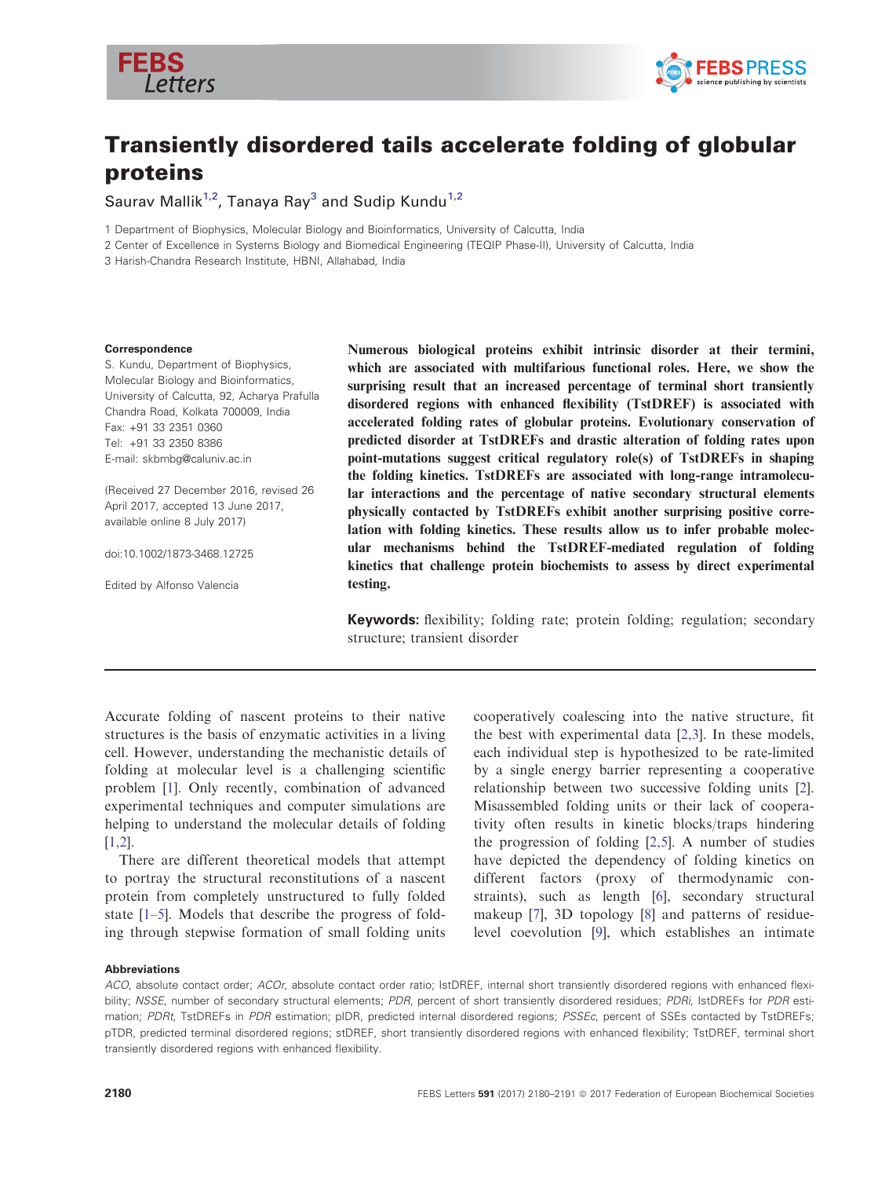# Transiently disordered tails accelerate folding of globular proteins

Saurav Mallik[1,2], Tanaya Ray[3] and Sudip Kundu[1,2]

1 Department of Biophysics, Molecular Biology and Bioinformatics, University of Calcutta, India

2 Center of Excellence in Systems Biology and Biomedical Engineering (TEQIP Phase-II), University of Calcutta, India

3 Harish-Chandra Research Institute, HBNI, Allahabad, India

**Correspondence**

S. Kundu, Department of Biophysics, Molecular Biology and Bioinformatics, University of Calcutta, 92, Acharya Prafulla Chandra Road, Kolkata 700009, India
Fax: +91 33 2351 0360
Tel: +91 33 2350 8386
E-mail: skbmbg@caluniv.ac.in

(Received 27 December 2016, revised 26 April 2017, accepted 13 June 2017, available online 8 July 2017)

doi:10.1002/1873-3468.12725

Edited by Alfonso Valencia

**Numerous biological proteins exhibit intrinsic disorder at their termini, which are associated with multifarious functional roles. Here, we show the surprising result that an increased percentage of terminal short transiently disordered regions with enhanced flexibility (TstDREF) is associated with accelerated folding rates of globular proteins. Evolutionary conservation of predicted disorder at TstDREFs and drastic alteration of folding rates upon point-mutations suggest critical regulatory role(s) of TstDREFs in shaping the folding kinetics. TstDREFs are associated with long-range intramolecular interactions and the percentage of native secondary structural elements physically contacted by TstDREFs exhibit another surprising positive correlation with folding kinetics. These results allow us to infer probable molecular mechanisms behind the TstDREF-mediated regulation of folding kinetics that challenge protein biochemists to assess by direct experimental testing.**

**Keywords:** flexibility; folding rate; protein folding; regulation; secondary structure; transient disorder

Accurate folding of nascent proteins to their native structures is the basis of enzymatic activities in a living cell. However, understanding the mechanistic details of folding at molecular level is a challenging scientific problem [1]. Only recently, combination of advanced experimental techniques and computer simulations are helping to understand the molecular details of folding [1,2].

There are different theoretical models that attempt to portray the structural reconstitutions of a nascent protein from completely unstructured to fully folded state [1–5]. Models that describe the progress of folding through stepwise formation of small folding units cooperatively coalescing into the native structure, fit the best with experimental data [2,3]. In these models, each individual step is hypothesized to be rate-limited by a single energy barrier representing a cooperative relationship between two successive folding units [2]. Misassembled folding units or their lack of cooperativity often results in kinetic blocks/traps hindering the progression of folding [2,5]. A number of studies have depicted the dependency of folding kinetics on different factors (proxy of thermodynamic constraints), such as length [6], secondary structural makeup [7], 3D topology [8] and patterns of residue-level coevolution [9], which establishes an intimate

**Abbreviations**

*ACO*, absolute contact order; *ACOr*, absolute contact order ratio; IstDREF, internal short transiently disordered regions with enhanced flexibility; *NSSE*, number of secondary structural elements; *PDR*, percent of short transiently disordered residues; *PDRi*, IstDREFs for *PDR* estimation; *PDRt*, TstDREFs in *PDR* estimation; pIDR, predicted internal disordered regions; *PSSEc*, percent of SSEs contacted by TstDREFs; pTDR, predicted terminal disordered regions; stDREF, short transiently disordered regions with enhanced flexibility; TstDREF, terminal short transiently disordered regions with enhanced flexibility.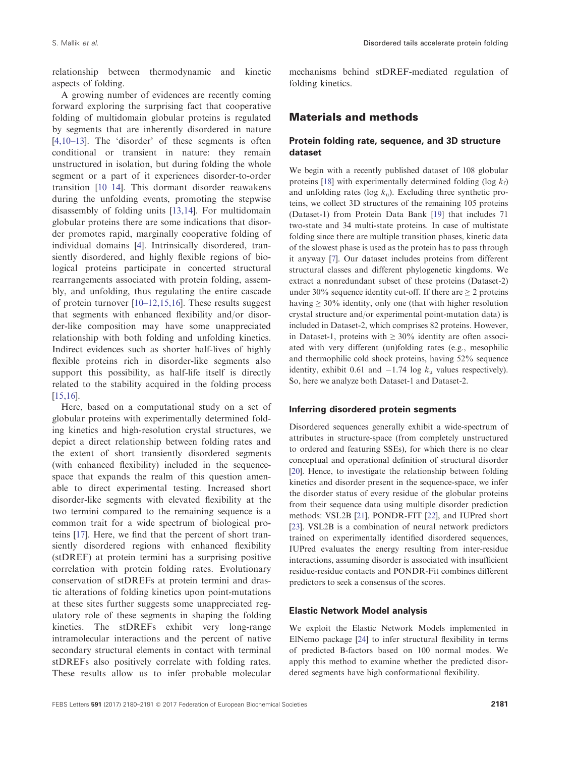relationship between thermodynamic and kinetic aspects of folding.

A growing number of evidences are recently coming forward exploring the surprising fact that cooperative folding of multidomain globular proteins is regulated by segments that are inherently disordered in nature [4,10–13]. The 'disorder' of these segments is often conditional or transient in nature: they remain unstructured in isolation, but during folding the whole segment or a part of it experiences disorder-to-order transition [10–14]. This dormant disorder reawakens during the unfolding events, promoting the stepwise disassembly of folding units [13,14]. For multidomain globular proteins there are some indications that disorder promotes rapid, marginally cooperative folding of individual domains [4]. Intrinsically disordered, transiently disordered, and highly flexible regions of biological proteins participate in concerted structural rearrangements associated with protein folding, assembly, and unfolding, thus regulating the entire cascade of protein turnover [10–12,15,16]. These results suggest that segments with enhanced flexibility and/or disorder-like composition may have some unappreciated relationship with both folding and unfolding kinetics. Indirect evidences such as shorter half-lives of highly flexible proteins rich in disorder-like segments also support this possibility, as half-life itself is directly related to the stability acquired in the folding process [15,16].

Here, based on a computational study on a set of globular proteins with experimentally determined folding kinetics and high-resolution crystal structures, we depict a direct relationship between folding rates and the extent of short transiently disordered segments (with enhanced flexibility) included in the sequence-space that expands the realm of this question amenable to direct experimental testing. Increased short disorder-like segments with elevated flexibility at the two termini compared to the remaining sequence is a common trait for a wide spectrum of biological proteins [17]. Here, we find that the percent of short transiently disordered regions with enhanced flexibility (stDREF) at protein termini has a surprising positive correlation with protein folding rates. Evolutionary conservation of stDREFs at protein termini and drastic alterations of folding kinetics upon point-mutations at these sites further suggests some unappreciated regulatory role of these segments in shaping the folding kinetics. The stDREFs exhibit very long-range intramolecular interactions and the percent of native secondary structural elements in contact with terminal stDREFs also positively correlate with folding rates. These results allow us to infer probable molecular mechanisms behind stDREF-mediated regulation of folding kinetics.

## Materials and methods

### Protein folding rate, sequence, and 3D structure dataset

We begin with a recently published dataset of 108 globular proteins [18] with experimentally determined folding (log $k_f$) and unfolding rates (log $k_u$). Excluding three synthetic proteins, we collect 3D structures of the remaining 105 proteins (Dataset-1) from Protein Data Bank [19] that includes 71 two-state and 34 multi-state proteins. In case of multistate folding since there are multiple transition phases, kinetic data of the slowest phase is used as the protein has to pass through it anyway [7]. Our dataset includes proteins from different structural classes and different phylogenetic kingdoms. We extract a nonredundant subset of these proteins (Dataset-2) under 30% sequence identity cut-off. If there are ≥ 2 proteins having ≥ 30% identity, only one (that with higher resolution crystal structure and/or experimental point-mutation data) is included in Dataset-2, which comprises 82 proteins. However, in Dataset-1, proteins with ≥ 30% identity are often associated with very different (un)folding rates (e.g., mesophilic and thermophilic cold shock proteins, having 52% sequence identity, exhibit 0.61 and −1.74 log $k_u$ values respectively). So, here we analyze both Dataset-1 and Dataset-2.

### Inferring disordered protein segments

Disordered sequences generally exhibit a wide-spectrum of attributes in structure-space (from completely unstructured to ordered and featuring SSEs), for which there is no clear conceptual and operational definition of structural disorder [20]. Hence, to investigate the relationship between folding kinetics and disorder present in the sequence-space, we infer the disorder status of every residue of the globular proteins from their sequence data using multiple disorder prediction methods: VSL2B [21], PONDR-FIT [22], and IUPred short [23]. VSL2B is a combination of neural network predictors trained on experimentally identified disordered sequences, IUPred evaluates the energy resulting from inter-residue interactions, assuming disorder is associated with insufficient residue-residue contacts and PONDR-Fit combines different predictors to seek a consensus of the scores.

### Elastic Network Model analysis

We exploit the Elastic Network Models implemented in ElNemo package [24] to infer structural flexibility in terms of predicted B-factors based on 100 normal modes. We apply this method to examine whether the predicted disordered segments have high conformational flexibility.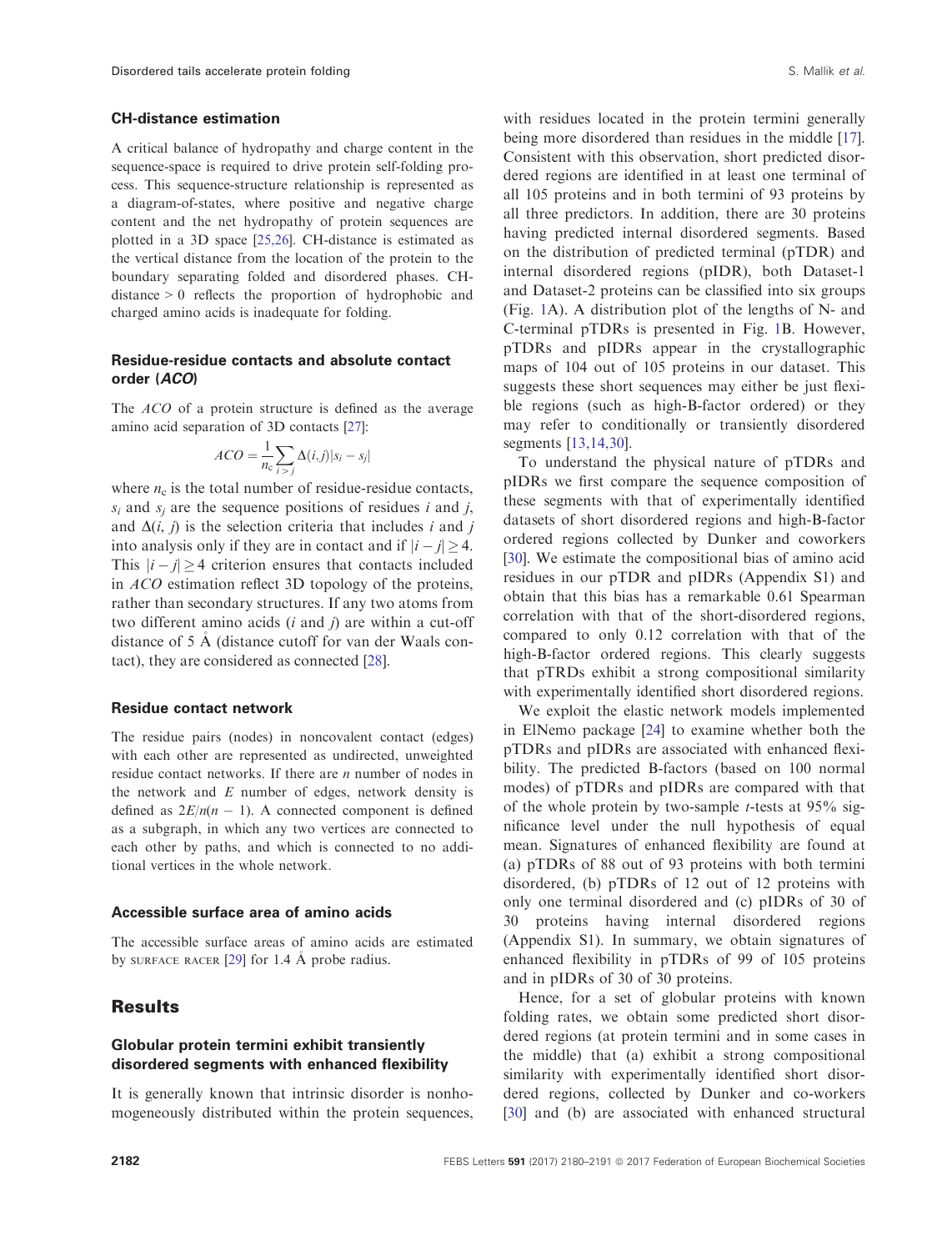### CH-distance estimation

A critical balance of hydropathy and charge content in the sequence-space is required to drive protein self-folding process. This sequence-structure relationship is represented as a diagram-of-states, where positive and negative charge content and the net hydropathy of protein sequences are plotted in a 3D space [25,26]. CH-distance is estimated as the vertical distance from the location of the protein to the boundary separating folded and disordered phases. CH-distance > 0 reflects the proportion of hydrophobic and charged amino acids is inadequate for folding.

### Residue-residue contacts and absolute contact order (*ACO*)

The *ACO* of a protein structure is defined as the average amino acid separation of 3D contacts [27]:

$$ACO = \frac{1}{n_c}\sum_{i>j}\Delta(i,j)|s_i - s_j|$$

where $n_c$ is the total number of residue-residue contacts, $s_i$ and $s_j$ are the sequence positions of residues $i$ and $j$, and $\Delta(i, j)$ is the selection criteria that includes $i$ and $j$ into analysis only if they are in contact and if $|i - j| \geq 4$. This $|i - j| \geq 4$ criterion ensures that contacts included in *ACO* estimation reflect 3D topology of the proteins, rather than secondary structures. If any two atoms from two different amino acids ($i$ and $j$) are within a cut-off distance of 5 Å (distance cutoff for van der Waals contact), they are considered as connected [28].

### Residue contact network

The residue pairs (nodes) in noncovalent contact (edges) with each other are represented as undirected, unweighted residue contact networks. If there are $n$ number of nodes in the network and $E$ number of edges, network density is defined as $2E/n(n - 1)$. A connected component is defined as a subgraph, in which any two vertices are connected to each other by paths, and which is connected to no additional vertices in the whole network.

### Accessible surface area of amino acids

The accessible surface areas of amino acids are estimated by SURFACE RACER [29] for 1.4 Å probe radius.

## Results

### Globular protein termini exhibit transiently disordered segments with enhanced flexibility

It is generally known that intrinsic disorder is nonhomogeneously distributed within the protein sequences, with residues located in the protein termini generally being more disordered than residues in the middle [17]. Consistent with this observation, short predicted disordered regions are identified in at least one terminal of all 105 proteins and in both termini of 93 proteins by all three predictors. In addition, there are 30 proteins having predicted internal disordered segments. Based on the distribution of predicted terminal (pTDR) and internal disordered regions (pIDR), both Dataset-1 and Dataset-2 proteins can be classified into six groups (Fig. 1A). A distribution plot of the lengths of N- and C-terminal pTDRs is presented in Fig. 1B. However, pTDRs and pIDRs appear in the crystallographic maps of 104 out of 105 proteins in our dataset. This suggests these short sequences may either be just flexible regions (such as high-B-factor ordered) or they may refer to conditionally or transiently disordered segments [13,14,30].

To understand the physical nature of pTDRs and pIDRs we first compare the sequence composition of these segments with that of experimentally identified datasets of short disordered regions and high-B-factor ordered regions collected by Dunker and coworkers [30]. We estimate the compositional bias of amino acid residues in our pTDR and pIDRs (Appendix S1) and obtain that this bias has a remarkable 0.61 Spearman correlation with that of the short-disordered regions, compared to only 0.12 correlation with that of the high-B-factor ordered regions. This clearly suggests that pTRDs exhibit a strong compositional similarity with experimentally identified short disordered regions.

We exploit the elastic network models implemented in ElNemo package [24] to examine whether both the pTDRs and pIDRs are associated with enhanced flexibility. The predicted B-factors (based on 100 normal modes) of pTDRs and pIDRs are compared with that of the whole protein by two-sample $t$-tests at 95% significance level under the null hypothesis of equal mean. Signatures of enhanced flexibility are found at (a) pTDRs of 88 out of 93 proteins with both termini disordered, (b) pTDRs of 12 out of 12 proteins with only one terminal disordered and (c) pIDRs of 30 of 30 proteins having internal disordered regions (Appendix S1). In summary, we obtain signatures of enhanced flexibility in pTDRs of 99 of 105 proteins and in pIDRs of 30 of 30 proteins.

Hence, for a set of globular proteins with known folding rates, we obtain some predicted short disordered regions (at protein termini and in some cases in the middle) that (a) exhibit a strong compositional similarity with experimentally identified short disordered regions, collected by Dunker and co-workers [30] and (b) are associated with enhanced structural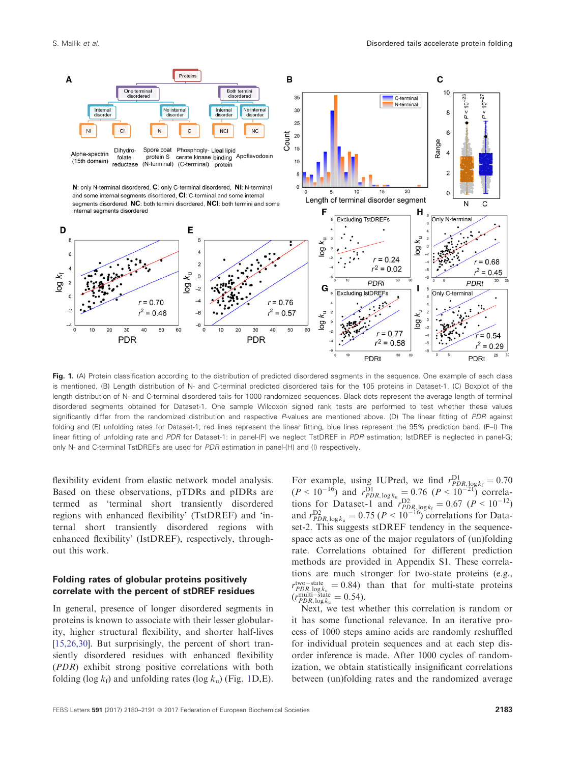**Fig. 1.** (A) Protein classification according to the distribution of predicted disordered segments in the sequence. One example of each class is mentioned. (B) Length distribution of N- and C-terminal predicted disordered tails for the 105 proteins in Dataset-1. (C) Boxplot of the length distribution of N- and C-terminal disordered tails for 1000 randomized sequences. Black dots represent the average length of terminal disordered segments obtained for Dataset-1. One sample Wilcoxon signed rank tests are performed to test whether these values significantly differ from the randomized distribution and respective *P*-values are mentioned above. (D) The linear fitting of *PDR* against folding and (E) unfolding rates for Dataset-1; red lines represent the linear fitting, blue lines represent the 95% prediction band. (F–I) The linear fitting of unfolding rate and *PDR* for Dataset-1: in panel-(F) we neglect TstDREF in *PDR* estimation; IstDREF is neglected in panel-G; only N- and C-terminal TstDREFs are used for *PDR* estimation in panel-(H) and (I) respectively.

flexibility evident from elastic network model analysis. Based on these observations, pTDRs and pIDRs are termed as 'terminal short transiently disordered regions with enhanced flexibility' (TstDREF) and 'internal short transiently disordered regions with enhanced flexibility' (IstDREF), respectively, throughout this work.

## Folding rates of globular proteins positively correlate with the percent of stDREF residues

In general, presence of longer disordered segments in proteins is known to associate with their lesser globularity, higher structural flexibility, and shorter half-lives [15,26,30]. But surprisingly, the percent of short transiently disordered residues with enhanced flexibility (*PDR*) exhibit strong positive correlations with both folding ($\log k_f$) and unfolding rates ($\log k_u$) (Fig. 1D,E). For example, using IUPred, we find $r^{D1}_{PDR,\log k_f} = 0.70$ ($P < 10^{-16}$) and $r^{D1}_{PDR,\log k_u} = 0.76$ ($P < 10^{-21}$) correlations for Dataset-1 and $r^{D2}_{PDR,\log k_f} = 0.67$ ($P < 10^{-12}$) and $r^{D2}_{PDR,\log k_u} = 0.75$ ($P < 10^{-16}$) correlations for Dataset-2. This suggests stDREF tendency in the sequence-space acts as one of the major regulators of (un)folding rate. Correlations obtained for different prediction methods are provided in Appendix S1. These correlations are much stronger for two-state proteins (e.g., $r^{\text{two-state}}_{PDR,\log k_u} = 0.84$) than that for multi-state proteins ($r^{\text{multi-state}}_{PDR,\log k_u} = 0.54$).

Next, we test whether this correlation is random or it has some functional relevance. In an iterative process of 1000 steps amino acids are randomly reshuffled for individual protein sequences and at each step disorder inference is made. After 1000 cycles of randomization, we obtain statistically insignificant correlations between (un)folding rates and the randomized average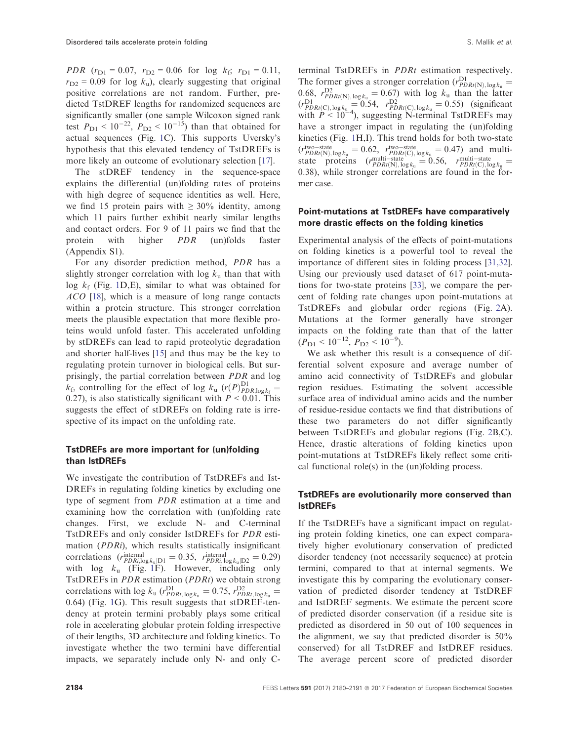*PDR* ($r_{D1} = 0.07$, $r_{D2} = 0.06$ for log $k_f$; $r_{D1} = 0.11$, $r_{D2} = 0.09$ for log $k_u$), clearly suggesting that original positive correlations are not random. Further, predicted TstDREF lengths for randomized sequences are significantly smaller (one sample Wilcoxon signed rank test $P_{D1} < 10^{-22}$, $P_{D2} < 10^{-15}$) than that obtained for actual sequences (Fig. 1C). This supports Uversky's hypothesis that this elevated tendency of TstDREFs is more likely an outcome of evolutionary selection [17].

The stDREF tendency in the sequence-space explains the differential (un)folding rates of proteins with high degree of sequence identities as well. Here, we find 15 protein pairs with ≥ 30% identity, among which 11 pairs further exhibit nearly similar lengths and contact orders. For 9 of 11 pairs we find that the protein with higher *PDR* (un)folds faster (Appendix S1).

For any disorder prediction method, *PDR* has a slightly stronger correlation with log $k_u$ than that with log $k_f$ (Fig. 1D,E), similar to what was obtained for *ACO* [18], which is a measure of long range contacts within a protein structure. This stronger correlation meets the plausible expectation that more flexible proteins would unfold faster. This accelerated unfolding by stDREFs can lead to rapid proteolytic degradation and shorter half-lives [15] and thus may be the key to regulating protein turnover in biological cells. But surprisingly, the partial correlation between *PDR* and log $k_f$, controlling for the effect of log $k_u$ ($r(P)^{D1}_{PDR,\log k_f} = 0.27$), is also statistically significant with $P < 0.01$. This suggests the effect of stDREFs on folding rate is irrespective of its impact on the unfolding rate.

### TstDREFs are more important for (un)folding than IstDREFs

We investigate the contribution of TstDREFs and IstDREFs in regulating folding kinetics by excluding one type of segment from *PDR* estimation at a time and examining how the correlation with (un)folding rate changes. First, we exclude N- and C-terminal TstDREFs and only consider IstDREFs for *PDR* estimation (*PDRi*), which results statistically insignificant correlations ($r^{\text{internal}}_{PDRi,\log k_u|D1} = 0.35$, $r^{\text{internal}}_{PDRi,\log k_u|D2} = 0.29$) with log $k_u$ (Fig. 1F). However, including only TstDREFs in *PDR* estimation (*PDRt*) we obtain strong correlations with log $k_u$ ($r^{D1}_{PDRt,\log k_u} = 0.75$, $r^{D2}_{PDRt,\log k_u} = 0.64$) (Fig. 1G). This result suggests that stDREF-tendency at protein termini probably plays some critical role in accelerating globular protein folding irrespective of their lengths, 3D architecture and folding kinetics. To investigate whether the two termini have differential impacts, we separately include only N- and only C-terminal TstDREFs in *PDRt* estimation respectively. The former gives a stronger correlation ($r^{D1}_{PDRt(N),\log k_u} = 0.68$, $r^{D2}_{PDRt(N),\log k_u} = 0.67$) with log $k_u$ than the latter ($r^{D1}_{PDRt(C),\log k_u} = 0.54$, $r^{D2}_{PDRt(C),\log k_u} = 0.55$) (significant with $P < 10^{-4}$), suggesting N-terminal TstDREFs may have a stronger impact in regulating the (un)folding kinetics (Fig. 1H,I). This trend holds for both two-state ($r^{\text{two-state}}_{PDRt(N),\log k_u} = 0.62$, $r^{\text{two-state}}_{PDRt(C),\log k_u} = 0.47$) and multi-state proteins ($r^{\text{multi-state}}_{PDRt(N),\log k_u} = 0.56$, $r^{\text{multi-state}}_{PDRt(C),\log k_u} = 0.38$), while stronger correlations are found in the former case.

### Point-mutations at TstDREFs have comparatively more drastic effects on the folding kinetics

Experimental analysis of the effects of point-mutations on folding kinetics is a powerful tool to reveal the importance of different sites in folding process [31,32]. Using our previously used dataset of 617 point-mutations for two-state proteins [33], we compare the percent of folding rate changes upon point-mutations at TstDREFs and globular order regions (Fig. 2A). Mutations at the former generally have stronger impacts on the folding rate than that of the latter ($P_{D1} < 10^{-12}$, $P_{D2} < 10^{-9}$).

We ask whether this result is a consequence of differential solvent exposure and average number of amino acid connectivity of TstDREFs and globular region residues. Estimating the solvent accessible surface area of individual amino acids and the number of residue-residue contacts we find that distributions of these two parameters do not differ significantly between TstDREFs and globular regions (Fig. 2B,C). Hence, drastic alterations of folding kinetics upon point-mutations at TstDREFs likely reflect some critical functional role(s) in the (un)folding process.

### TstDREFs are evolutionarily more conserved than IstDREFs

If the TstDREFs have a significant impact on regulating protein folding kinetics, one can expect comparatively higher evolutionary conservation of predicted disorder tendency (not necessarily sequence) at protein termini, compared to that at internal segments. We investigate this by comparing the evolutionary conservation of predicted disorder tendency at TstDREF and IstDREF segments. We estimate the percent score of predicted disorder conservation (if a residue site is predicted as disordered in 50 out of 100 sequences in the alignment, we say that predicted disorder is 50% conserved) for all TstDREF and IstDREF residues. The average percent score of predicted disorder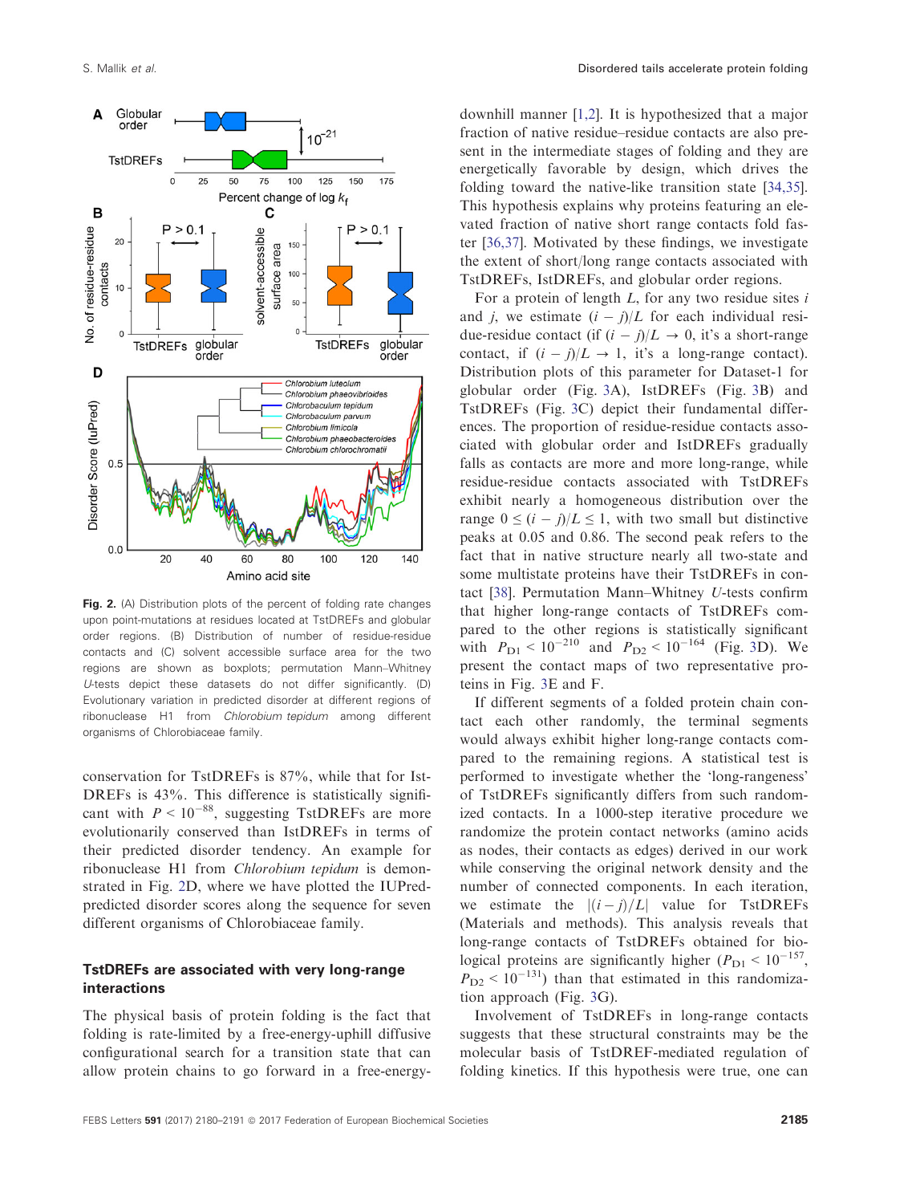Fig. 2. (A) Distribution plots of the percent of folding rate changes upon point-mutations at residues located at TstDREFs and globular order regions. (B) Distribution of number of residue-residue contacts and (C) solvent accessible surface area for the two regions are shown as boxplots; permutation Mann–Whitney *U*-tests depict these datasets do not differ significantly. (D) Evolutionary variation in predicted disorder at different regions of ribonuclease H1 from *Chlorobium tepidum* among different organisms of Chlorobiaceae family.

conservation for TstDREFs is 87%, while that for IstDREFs is 43%. This difference is statistically significant with $P < 10^{-88}$, suggesting TstDREFs are more evolutionarily conserved than IstDREFs in terms of their predicted disorder tendency. An example for ribonuclease H1 from *Chlorobium tepidum* is demonstrated in Fig. 2D, where we have plotted the IUPred-predicted disorder scores along the sequence for seven different organisms of Chlorobiaceae family.

## TstDREFs are associated with very long-range interactions

The physical basis of protein folding is the fact that folding is rate-limited by a free-energy-uphill diffusive configurational search for a transition state that can allow protein chains to go forward in a free-energy-downhill manner [1,2]. It is hypothesized that a major fraction of native residue–residue contacts are also present in the intermediate stages of folding and they are energetically favorable by design, which drives the folding toward the native-like transition state [34,35]. This hypothesis explains why proteins featuring an elevated fraction of native short range contacts fold faster [36,37]. Motivated by these findings, we investigate the extent of short/long range contacts associated with TstDREFs, IstDREFs, and globular order regions.

For a protein of length $L$, for any two residue sites $i$ and $j$, we estimate $(i - j)/L$ for each individual residue-residue contact (if $(i - j)/L \rightarrow 0$, it's a short-range contact, if $(i - j)/L \rightarrow 1$, it's a long-range contact). Distribution plots of this parameter for Dataset-1 for globular order (Fig. 3A), IstDREFs (Fig. 3B) and TstDREFs (Fig. 3C) depict their fundamental differences. The proportion of residue-residue contacts associated with globular order and IstDREFs gradually falls as contacts are more and more long-range, while residue-residue contacts associated with TstDREFs exhibit nearly a homogeneous distribution over the range $0 \leq (i - j)/L \leq 1$, with two small but distinctive peaks at 0.05 and 0.86. The second peak refers to the fact that in native structure nearly all two-state and some multistate proteins have their TstDREFs in contact [38]. Permutation Mann–Whitney *U*-tests confirm that higher long-range contacts of TstDREFs compared to the other regions is statistically significant with $P_{D1} < 10^{-210}$ and $P_{D2} < 10^{-164}$ (Fig. 3D). We present the contact maps of two representative proteins in Fig. 3E and F.

If different segments of a folded protein chain contact each other randomly, the terminal segments would always exhibit higher long-range contacts compared to the remaining regions. A statistical test is performed to investigate whether the 'long-rangeness' of TstDREFs significantly differs from such randomized contacts. In a 1000-step iterative procedure we randomize the protein contact networks (amino acids as nodes, their contacts as edges) derived in our work while conserving the original network density and the number of connected components. In each iteration, we estimate the $|(i - j)/L|$ value for TstDREFs (Materials and methods). This analysis reveals that long-range contacts of TstDREFs obtained for biological proteins are significantly higher ($P_{D1} < 10^{-157}$, $P_{D2} < 10^{-131}$) than that estimated in this randomization approach (Fig. 3G).

Involvement of TstDREFs in long-range contacts suggests that these structural constraints may be the molecular basis of TstDREF-mediated regulation of folding kinetics. If this hypothesis were true, one can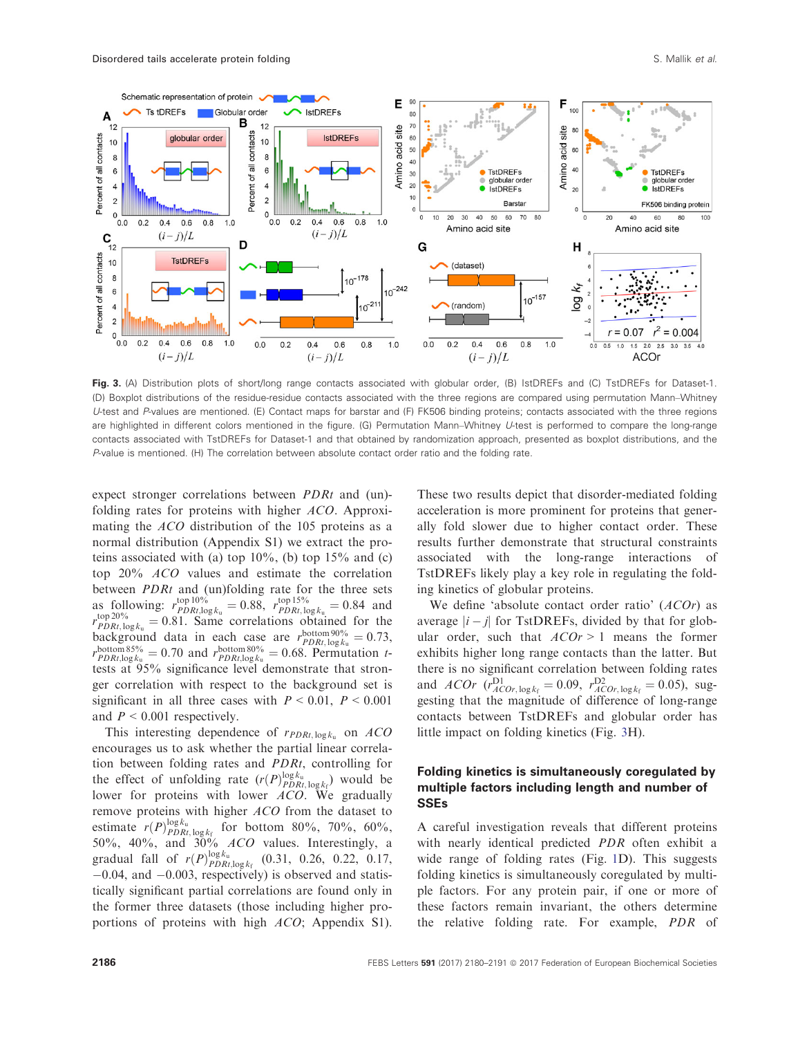**Fig. 3.** (A) Distribution plots of short/long range contacts associated with globular order, (B) lstDREFs and (C) TstDREFs for Dataset-1. (D) Boxplot distributions of the residue-residue contacts associated with the three regions are compared using permutation Mann–Whitney U-test and P-values are mentioned. (E) Contact maps for barstar and (F) FK506 binding protein; contacts associated with the three regions are highlighted in different colors mentioned in the figure. (G) Permutation Mann–Whitney U-test is performed to compare the long-range contacts associated with TstDREFs for Dataset-1 and that obtained by randomization approach, presented as boxplot distributions, and the P-value is mentioned. (H) The correlation between absolute contact order ratio and the folding rate.

expect stronger correlations between *PDRt* and (un)-folding rates for proteins with higher *ACO*. Approximating the *ACO* distribution of the 105 proteins as a normal distribution (Appendix S1) we extract the proteins associated with (a) top 10%, (b) top 15% and (c) top 20% *ACO* values and estimate the correlation between *PDRt* and (un)folding rate for the three sets as following: $r^{\text{top }10\%}_{PDRt,\log k_u} = 0.88$, $r^{\text{top }15\%}_{PDRt,\log k_u} = 0.84$ and $r^{\text{top }20\%}_{PDRt,\log k_u} = 0.81$. Same correlations obtained for the background data in each case are $r^{\text{bottom }90\%}_{PDRt,\log k_u} = 0.73$, $r^{\text{bottom }85\%}_{PDRt,\log k_u} = 0.70$ and $r^{\text{bottom }80\%}_{PDRt,\log k_u} = 0.68$. Permutation *t*-tests at 95% significance level demonstrate that stronger correlation with respect to the background set is significant in all three cases with $P < 0.01$, $P < 0.001$ and $P < 0.001$ respectively.

This interesting dependence of $r_{PDRt,\log k_u}$ on *ACO* encourages us to ask whether the partial linear correlation between folding rates and *PDRt*, controlling for the effect of unfolding rate $(r(P)^{\log k_u}_{PDRt,\log k_f})$ would be lower for proteins with lower *ACO*. We gradually remove proteins with higher *ACO* from the dataset to estimate $r(P)^{\log k_u}_{PDRt,\log k_f}$ for bottom 80%, 70%, 60%, 50%, 40%, and 30% *ACO* values. Interestingly, a gradual fall of $r(P)^{\log k_u}_{PDRt,\log k_f}$ (0.31, 0.26, 0.22, 0.17, −0.04, and −0.003, respectively) is observed and statistically significant partial correlations are found only in the former three datasets (those including higher proportions of proteins with high *ACO*; Appendix S1). These two results depict that disorder-mediated folding acceleration is more prominent for proteins that generally fold slower due to higher contact order. These results further demonstrate that structural constraints associated with the long-range interactions of TstDREFs likely play a key role in regulating the folding kinetics of globular proteins.

We define 'absolute contact order ratio' (*ACOr*) as average $|i - j|$ for TstDREFs, divided by that for globular order, such that $ACOr > 1$ means the former exhibits higher long range contacts than the latter. But there is no significant correlation between folding rates and *ACOr* ($r^{D1}_{ACOr,\log k_f} = 0.09$, $r^{D2}_{ACOr,\log k_f} = 0.05$), suggesting that the magnitude of difference of long-range contacts between TstDREFs and globular order has little impact on folding kinetics (Fig. 3H).

## Folding kinetics is simultaneously coregulated by multiple factors including length and number of SSEs

A careful investigation reveals that different proteins with nearly identical predicted *PDR* often exhibit a wide range of folding rates (Fig. 1D). This suggests folding kinetics is simultaneously coregulated by multiple factors. For any protein pair, if one or more of these factors remain invariant, the others determine the relative folding rate. For example, *PDR* of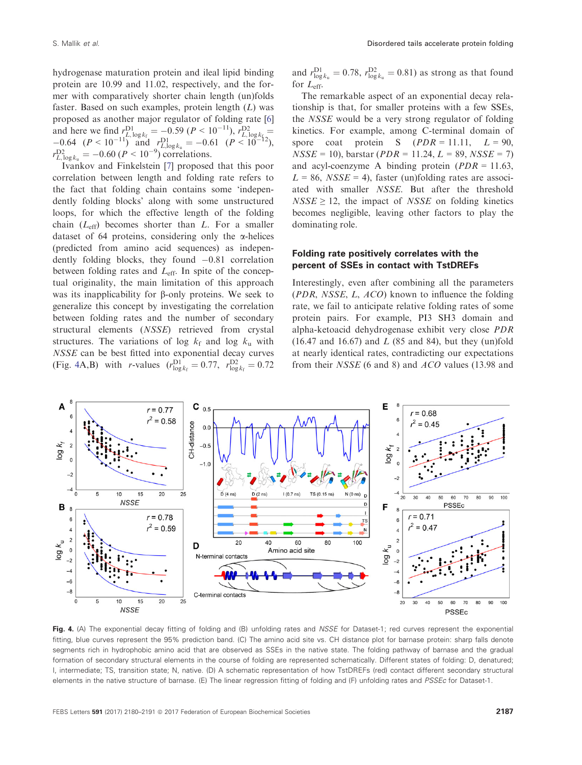hydrogenase maturation protein and ileal lipid binding protein are 10.99 and 11.02, respectively, and the former with comparatively shorter chain length (un)folds faster. Based on such examples, protein length ($L$) was proposed as another major regulator of folding rate [6] and here we find $r^{D1}_{L,\log k_f} = -0.59$ ($P < 10^{-11}$), $r^{D2}_{L,\log k_f} = -0.64$ ($P < 10^{-11}$) and $r^{D1}_{L,\log k_u} = -0.61$ ($P < 10^{-12}$), $r^{D2}_{L,\log k_u} = -0.60$ ($P < 10^{-9}$) correlations.

Ivankov and Finkelstein [7] proposed that this poor correlation between length and folding rate refers to the fact that folding chain contains some 'independently folding blocks' along with some unstructured loops, for which the effective length of the folding chain ($L_{eff}$) becomes shorter than $L$. For a smaller dataset of 64 proteins, considering only the α-helices (predicted from amino acid sequences) as independently folding blocks, they found −0.81 correlation between folding rates and $L_{eff}$. In spite of the conceptual originality, the main limitation of this approach was its inapplicability for β-only proteins. We seek to generalize this concept by investigating the correlation between folding rates and the number of secondary structural elements (*NSSE*) retrieved from crystal structures. The variations of $\log k_f$ and $\log k_u$ with *NSSE* can be best fitted into exponential decay curves (Fig. 4A,B) with $r$-values ($r^{D1}_{\log k_f} = 0.77$, $r^{D2}_{\log k_f} = 0.72$ and $r^{D1}_{\log k_u} = 0.78$, $r^{D2}_{\log k_u} = 0.81$) as strong as that found for $L_{eff}$.

The remarkable aspect of an exponential decay relationship is that, for smaller proteins with a few SSEs, the *NSSE* would be a very strong regulator of folding kinetics. For example, among C-terminal domain of spore coat protein S (*PDR* = 11.11, $L$ = 90, *NSSE* = 10), barstar (*PDR* = 11.24, $L$ = 89, *NSSE* = 7) and acyl-coenzyme A binding protein (*PDR* = 11.63, $L$ = 86, *NSSE* = 4), faster (un)folding rates are associated with smaller *NSSE*. But after the threshold *NSSE* ≥ 12, the impact of *NSSE* on folding kinetics becomes negligible, leaving other factors to play the dominating role.

## Folding rate positively correlates with the percent of SSEs in contact with TstDREFs

Interestingly, even after combining all the parameters (*PDR*, *NSSE*, $L$, *ACO*) known to influence the folding rate, we fail to anticipate relative folding rates of some protein pairs. For example, PI3 SH3 domain and alpha-ketoacid dehydrogenase exhibit very close *PDR* (16.47 and 16.67) and $L$ (85 and 84), but they (un)fold at nearly identical rates, contradicting our expectations from their *NSSE* (6 and 8) and *ACO* values (13.98 and

**Fig. 4.** (A) The exponential decay fitting of folding and (B) unfolding rates and *NSSE* for Dataset-1; red curves represent the exponential fitting, blue curves represent the 95% prediction band. (C) The amino acid site vs. CH distance plot for barnase protein: sharp falls denote segments rich in hydrophobic amino acid that are observed as SSEs in the native state. The folding pathway of barnase and the gradual formation of secondary structural elements in the course of folding are represented schematically. Different states of folding: D, denatured; I, intermediate; TS, transition state; N, native. (D) A schematic representation of how TstDREFs (red) contact different secondary structural elements in the native structure of barnase. (E) The linear regression fitting of folding and (F) unfolding rates and *PSSEc* for Dataset-1.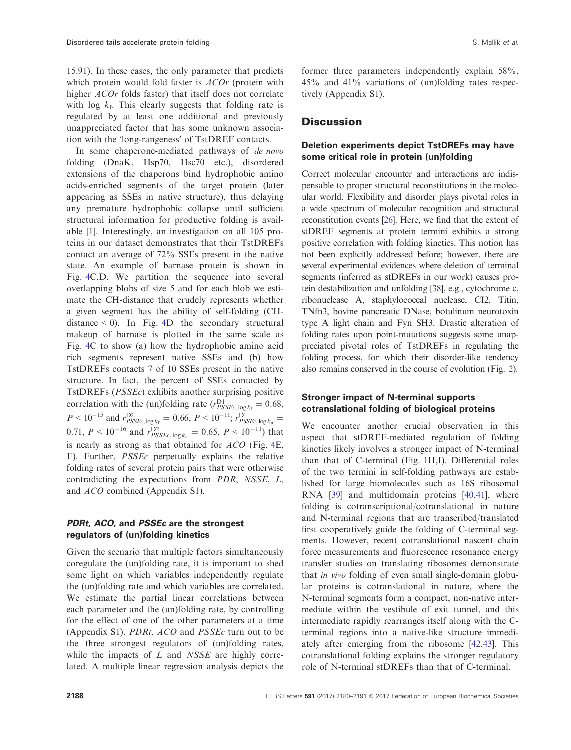15.91). In these cases, the only parameter that predicts which protein would fold faster is *ACOr* (protein with higher *ACOr* folds faster) that itself does not correlate with log $k_f$. This clearly suggests that folding rate is regulated by at least one additional and previously unappreciated factor that has some unknown association with the 'long-rangeness' of TstDREF contacts.

In some chaperone-mediated pathways of *de novo* folding (DnaK, Hsp70, Hsc70 etc.), disordered extensions of the chaperons bind hydrophobic amino acids-enriched segments of the target protein (later appearing as SSEs in native structure), thus delaying any premature hydrophobic collapse until sufficient structural information for productive folding is available [1]. Interestingly, an investigation on all 105 proteins in our dataset demonstrates that their TstDREFs contact an average of 72% SSEs present in the native state. An example of barnase protein is shown in Fig. 4C,D. We partition the sequence into several overlapping blobs of size 5 and for each blob we estimate the CH-distance that crudely represents whether a given segment has the ability of self-folding (CH-distance < 0). In Fig. 4D the secondary structural makeup of barnase is plotted in the same scale as Fig. 4C to show (a) how the hydrophobic amino acid rich segments represent native SSEs and (b) how TstDREFs contacts 7 of 10 SSEs present in the native structure. In fact, the percent of SSEs contacted by TstDREFs (*PSSEc*) exhibits another surprising positive correlation with the (un)folding rate ($r^{D1}_{PSSEc,\log k_f} = 0.68$, $P < 10^{-15}$ and $r^{D2}_{PSSEc,\log k_f} = 0.66$, $P < 10^{-11}$; $r^{D1}_{PSSEc,\log k_u} = 0.71$, $P < 10^{-16}$ and $r^{D2}_{PSSEc,\log k_u} = 0.65$, $P < 10^{-11}$) that is nearly as strong as that obtained for *ACO* (Fig. 4E, F). Further, *PSSEc* perpetually explains the relative folding rates of several protein pairs that were otherwise contradicting the expectations from *PDR*, *NSSE*, *L*, and *ACO* combined (Appendix S1).

### *PDRt*, *ACO*, and *PSSEc* are the strongest regulators of (un)folding kinetics

Given the scenario that multiple factors simultaneously coregulate the (un)folding rate, it is important to shed some light on which variables independently regulate the (un)folding rate and which variables are correlated. We estimate the partial linear correlations between each parameter and the (un)folding rate, by controlling for the effect of one of the other parameters at a time (Appendix S1). *PDRt*, *ACO* and *PSSEc* turn out to be the three strongest regulators of (un)folding rates, while the impacts of *L* and *NSSE* are highly correlated. A multiple linear regression analysis depicts the former three parameters independently explain 58%, 45% and 41% variations of (un)folding rates respectively (Appendix S1).

## Discussion

### Deletion experiments depict TstDREFs may have some critical role in protein (un)folding

Correct molecular encounter and interactions are indispensable to proper structural reconstitutions in the molecular world. Flexibility and disorder plays pivotal roles in a wide spectrum of molecular recognition and structural reconstitution events [26]. Here, we find that the extent of stDREF segments at protein termini exhibits a strong positive correlation with folding kinetics. This notion has not been explicitly addressed before; however, there are several experimental evidences where deletion of terminal segments (inferred as stDREFs in our work) causes protein destabilization and unfolding [38], e.g., cytochrome c, ribonuclease A, staphylococcal nuclease, CI2, Titin, TNfn3, bovine pancreatic DNase, botulinum neurotoxin type A light chain and Fyn SH3. Drastic alteration of folding rates upon point-mutations suggests some unappreciated pivotal roles of TstDREFs in regulating the folding process, for which their disorder-like tendency also remains conserved in the course of evolution (Fig. 2).

### Stronger impact of N-terminal supports cotranslational folding of biological proteins

We encounter another crucial observation in this aspect that stDREF-mediated regulation of folding kinetics likely involves a stronger impact of N-terminal than that of C-terminal (Fig. 1H,I). Differential roles of the two termini in self-folding pathways are established for large biomolecules such as 16S ribosomal RNA [39] and multidomain proteins [40,41], where folding is cotranscriptional/cotranslational in nature and N-terminal regions that are transcribed/translated first cooperatively guide the folding of C-terminal segments. However, recent cotranslational nascent chain force measurements and fluorescence resonance energy transfer studies on translating ribosomes demonstrate that *in vivo* folding of even small single-domain globular proteins is cotranslational in nature, where the N-terminal segments form a compact, non-native intermediate within the vestibule of exit tunnel, and this intermediate rapidly rearranges itself along with the C-terminal regions into a native-like structure immediately after emerging from the ribosome [42,43]. This cotranslational folding explains the stronger regulatory role of N-terminal stDREFs than that of C-terminal.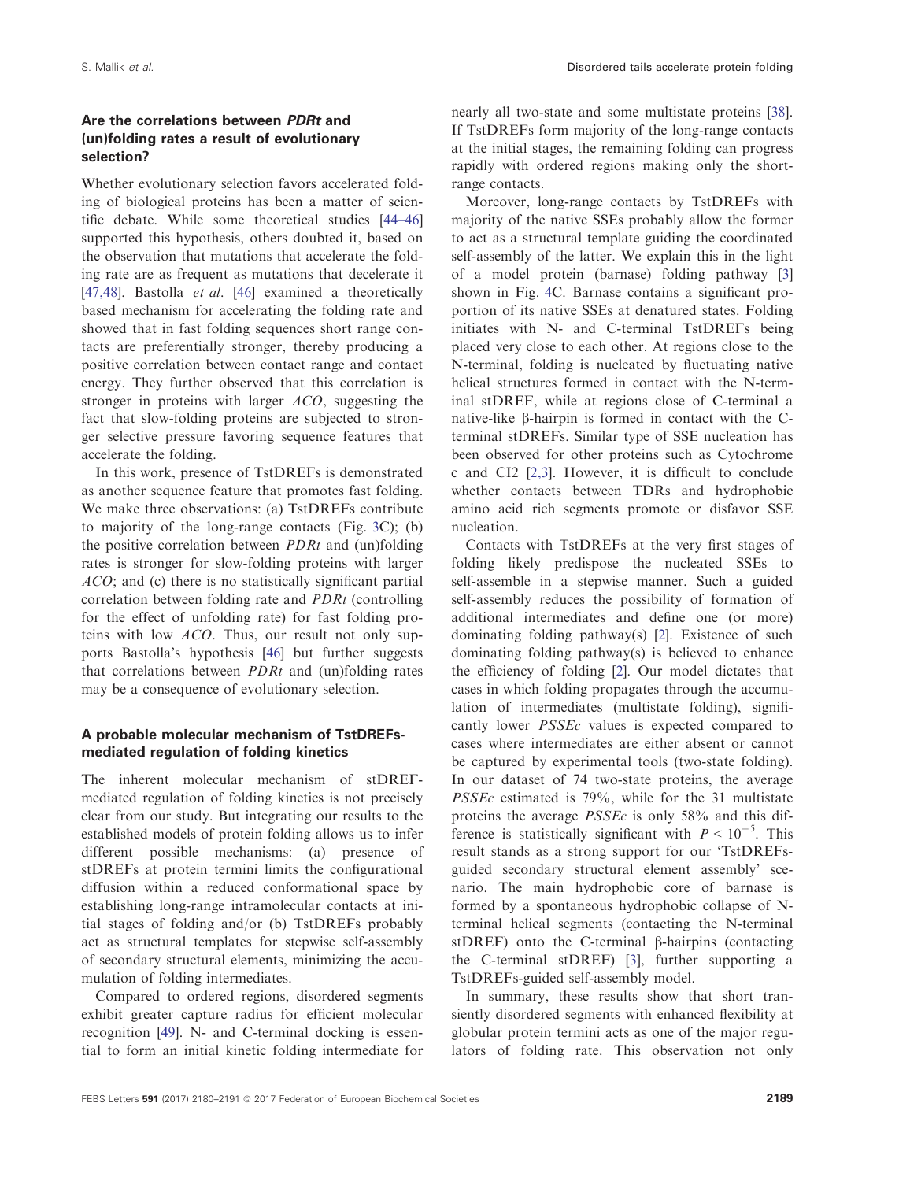### Are the correlations between *PDRt* and (un)folding rates a result of evolutionary selection?

Whether evolutionary selection favors accelerated folding of biological proteins has been a matter of scientific debate. While some theoretical studies [44–46] supported this hypothesis, others doubted it, based on the observation that mutations that accelerate the folding rate are as frequent as mutations that decelerate it [47,48]. Bastolla *et al*. [46] examined a theoretically based mechanism for accelerating the folding rate and showed that in fast folding sequences short range contacts are preferentially stronger, thereby producing a positive correlation between contact range and contact energy. They further observed that this correlation is stronger in proteins with larger *ACO*, suggesting the fact that slow-folding proteins are subjected to stronger selective pressure favoring sequence features that accelerate the folding.

In this work, presence of TstDREFs is demonstrated as another sequence feature that promotes fast folding. We make three observations: (a) TstDREFs contribute to majority of the long-range contacts (Fig. 3C); (b) the positive correlation between *PDRt* and (un)folding rates is stronger for slow-folding proteins with larger *ACO*; and (c) there is no statistically significant partial correlation between folding rate and *PDRt* (controlling for the effect of unfolding rate) for fast folding proteins with low *ACO*. Thus, our result not only supports Bastolla's hypothesis [46] but further suggests that correlations between *PDRt* and (un)folding rates may be a consequence of evolutionary selection.

### A probable molecular mechanism of TstDREFs-mediated regulation of folding kinetics

The inherent molecular mechanism of stDREF-mediated regulation of folding kinetics is not precisely clear from our study. But integrating our results to the established models of protein folding allows us to infer different possible mechanisms: (a) presence of stDREFs at protein termini limits the configurational diffusion within a reduced conformational space by establishing long-range intramolecular contacts at initial stages of folding and/or (b) TstDREFs probably act as structural templates for stepwise self-assembly of secondary structural elements, minimizing the accumulation of folding intermediates.

Compared to ordered regions, disordered segments exhibit greater capture radius for efficient molecular recognition [49]. N- and C-terminal docking is essential to form an initial kinetic folding intermediate for nearly all two-state and some multistate proteins [38]. If TstDREFs form majority of the long-range contacts at the initial stages, the remaining folding can progress rapidly with ordered regions making only the short-range contacts.

Moreover, long-range contacts by TstDREFs with majority of the native SSEs probably allow the former to act as a structural template guiding the coordinated self-assembly of the latter. We explain this in the light of a model protein (barnase) folding pathway [3] shown in Fig. 4C. Barnase contains a significant proportion of its native SSEs at denatured states. Folding initiates with N- and C-terminal TstDREFs being placed very close to each other. At regions close to the N-terminal, folding is nucleated by fluctuating native helical structures formed in contact with the N-terminal stDREF, while at regions close of C-terminal a native-like β-hairpin is formed in contact with the C-terminal stDREFs. Similar type of SSE nucleation has been observed for other proteins such as Cytochrome c and CI2 [2,3]. However, it is difficult to conclude whether contacts between TDRs and hydrophobic amino acid rich segments promote or disfavor SSE nucleation.

Contacts with TstDREFs at the very first stages of folding likely predispose the nucleated SSEs to self-assemble in a stepwise manner. Such a guided self-assembly reduces the possibility of formation of additional intermediates and define one (or more) dominating folding pathway(s) [2]. Existence of such dominating folding pathway(s) is believed to enhance the efficiency of folding [2]. Our model dictates that cases in which folding propagates through the accumulation of intermediates (multistate folding), significantly lower *PSSEc* values is expected compared to cases where intermediates are either absent or cannot be captured by experimental tools (two-state folding). In our dataset of 74 two-state proteins, the average *PSSEc* estimated is 79%, while for the 31 multistate proteins the average *PSSEc* is only 58% and this difference is statistically significant with $P < 10^{-5}$. This result stands as a strong support for our 'TstDREFs-guided secondary structural element assembly' scenario. The main hydrophobic core of barnase is formed by a spontaneous hydrophobic collapse of N-terminal helical segments (contacting the N-terminal stDREF) onto the C-terminal β-hairpins (contacting the C-terminal stDREF) [3], further supporting a TstDREFs-guided self-assembly model.

In summary, these results show that short transiently disordered segments with enhanced flexibility at globular protein termini acts as one of the major regulators of folding rate. This observation not only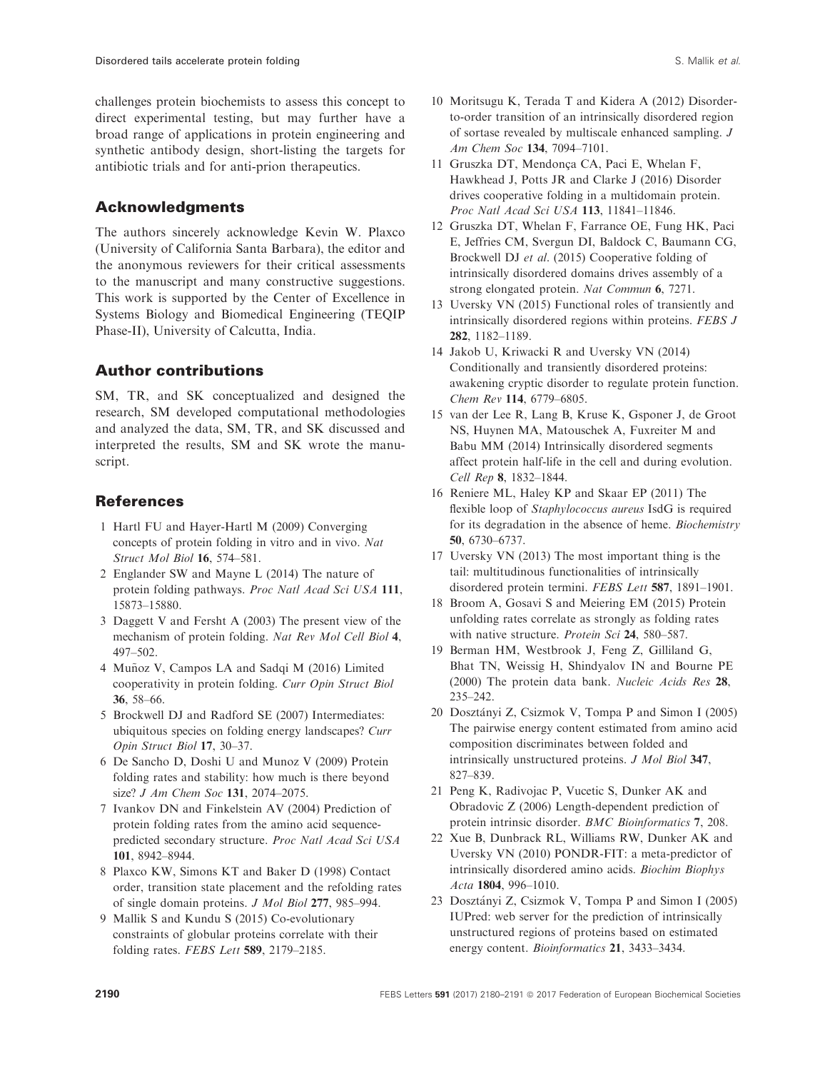challenges protein biochemists to assess this concept to direct experimental testing, but may further have a broad range of applications in protein engineering and synthetic antibody design, short-listing the targets for antibiotic trials and for anti-prion therapeutics.

## Acknowledgments

The authors sincerely acknowledge Kevin W. Plaxco (University of California Santa Barbara), the editor and the anonymous reviewers for their critical assessments to the manuscript and many constructive suggestions. This work is supported by the Center of Excellence in Systems Biology and Biomedical Engineering (TEQIP Phase-II), University of Calcutta, India.

## Author contributions

SM, TR, and SK conceptualized and designed the research, SM developed computational methodologies and analyzed the data, SM, TR, and SK discussed and interpreted the results, SM and SK wrote the manuscript.

## References

1 Hartl FU and Hayer-Hartl M (2009) Converging concepts of protein folding in vitro and in vivo. *Nat Struct Mol Biol* **16**, 574–581.

2 Englander SW and Mayne L (2014) The nature of protein folding pathways. *Proc Natl Acad Sci USA* **111**, 15873–15880.

3 Daggett V and Fersht A (2003) The present view of the mechanism of protein folding. *Nat Rev Mol Cell Biol* **4**, 497–502.

4 Muñoz V, Campos LA and Sadqi M (2016) Limited cooperativity in protein folding. *Curr Opin Struct Biol* **36**, 58–66.

5 Brockwell DJ and Radford SE (2007) Intermediates: ubiquitous species on folding energy landscapes? *Curr Opin Struct Biol* **17**, 30–37.

6 De Sancho D, Doshi U and Munoz V (2009) Protein folding rates and stability: how much is there beyond size? *J Am Chem Soc* **131**, 2074–2075.

7 Ivankov DN and Finkelstein AV (2004) Prediction of protein folding rates from the amino acid sequence-predicted secondary structure. *Proc Natl Acad Sci USA* **101**, 8942–8944.

8 Plaxco KW, Simons KT and Baker D (1998) Contact order, transition state placement and the refolding rates of single domain proteins. *J Mol Biol* **277**, 985–994.

9 Mallik S and Kundu S (2015) Co-evolutionary constraints of globular proteins correlate with their folding rates. *FEBS Lett* **589**, 2179–2185.

10 Moritsugu K, Terada T and Kidera A (2012) Disorder-to-order transition of an intrinsically disordered region of sortase revealed by multiscale enhanced sampling. *J Am Chem Soc* **134**, 7094–7101.

11 Gruszka DT, Mendonça CA, Paci E, Whelan F, Hawkhead J, Potts JR and Clarke J (2016) Disorder drives cooperative folding in a multidomain protein. *Proc Natl Acad Sci USA* **113**, 11841–11846.

12 Gruszka DT, Whelan F, Farrance OE, Fung HK, Paci E, Jeffries CM, Svergun DI, Baldock C, Baumann CG, Brockwell DJ *et al.* (2015) Cooperative folding of intrinsically disordered domains drives assembly of a strong elongated protein. *Nat Commun* **6**, 7271.

13 Uversky VN (2015) Functional roles of transiently and intrinsically disordered regions within proteins. *FEBS J* **282**, 1182–1189.

14 Jakob U, Kriwacki R and Uversky VN (2014) Conditionally and transiently disordered proteins: awakening cryptic disorder to regulate protein function. *Chem Rev* **114**, 6779–6805.

15 van der Lee R, Lang B, Kruse K, Gsponer J, de Groot NS, Huynen MA, Matouschek A, Fuxreiter M and Babu MM (2014) Intrinsically disordered segments affect protein half-life in the cell and during evolution. *Cell Rep* **8**, 1832–1844.

16 Reniere ML, Haley KP and Skaar EP (2011) The flexible loop of *Staphylococcus aureus* IsdG is required for its degradation in the absence of heme. *Biochemistry* **50**, 6730–6737.

17 Uversky VN (2013) The most important thing is the tail: multitudinous functionalities of intrinsically disordered protein termini. *FEBS Lett* **587**, 1891–1901.

18 Broom A, Gosavi S and Meiering EM (2015) Protein unfolding rates correlate as strongly as folding rates with native structure. *Protein Sci* **24**, 580–587.

19 Berman HM, Westbrook J, Feng Z, Gilliland G, Bhat TN, Weissig H, Shindyalov IN and Bourne PE (2000) The protein data bank. *Nucleic Acids Res* **28**, 235–242.

20 Dosztányi Z, Csizmok V, Tompa P and Simon I (2005) The pairwise energy content estimated from amino acid composition discriminates between folded and intrinsically unstructured proteins. *J Mol Biol* **347**, 827–839.

21 Peng K, Radivojac P, Vucetic S, Dunker AK and Obradovic Z (2006) Length-dependent prediction of protein intrinsic disorder. *BMC Bioinformatics* **7**, 208.

22 Xue B, Dunbrack RL, Williams RW, Dunker AK and Uversky VN (2010) PONDR-FIT: a meta-predictor of intrinsically disordered amino acids. *Biochim Biophys Acta* **1804**, 996–1010.

23 Dosztányi Z, Csizmok V, Tompa P and Simon I (2005) IUPred: web server for the prediction of intrinsically unstructured regions of proteins based on estimated energy content. *Bioinformatics* **21**, 3433–3434.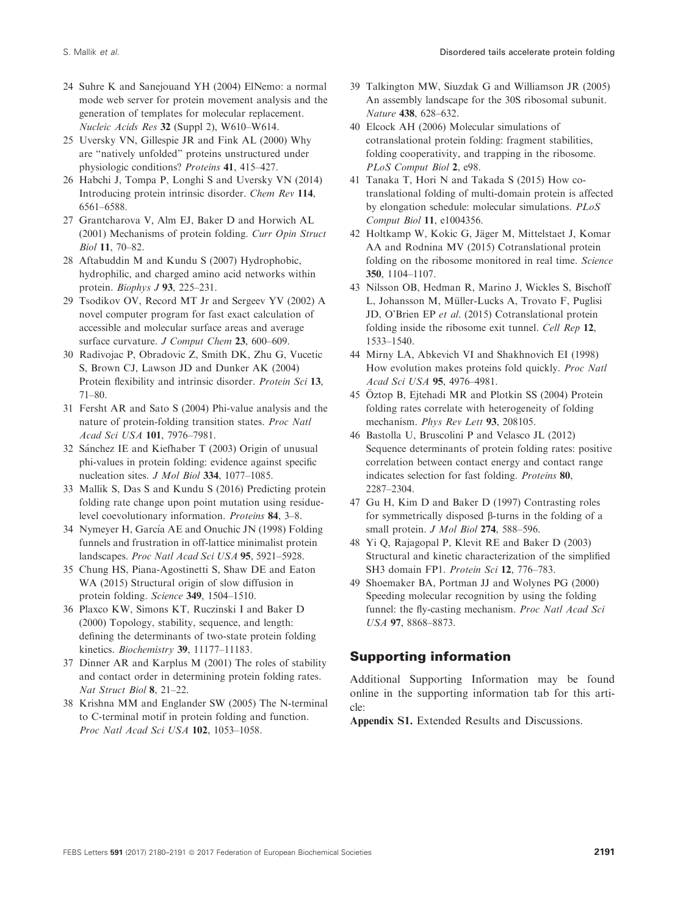24 Suhre K and Sanejouand YH (2004) ElNemo: a normal mode web server for protein movement analysis and the generation of templates for molecular replacement. *Nucleic Acids Res* **32** (Suppl 2), W610–W614.

25 Uversky VN, Gillespie JR and Fink AL (2000) Why are "natively unfolded" proteins unstructured under physiologic conditions? *Proteins* **41**, 415–427.

26 Habchi J, Tompa P, Longhi S and Uversky VN (2014) Introducing protein intrinsic disorder. *Chem Rev* **114**, 6561–6588.

27 Grantcharova V, Alm EJ, Baker D and Horwich AL (2001) Mechanisms of protein folding. *Curr Opin Struct Biol* **11**, 70–82.

28 Aftabuddin M and Kundu S (2007) Hydrophobic, hydrophilic, and charged amino acid networks within protein. *Biophys J* **93**, 225–231.

29 Tsodikov OV, Record MT Jr and Sergeev YV (2002) A novel computer program for fast exact calculation of accessible and molecular surface areas and average surface curvature. *J Comput Chem* **23**, 600–609.

30 Radivojac P, Obradovic Z, Smith DK, Zhu G, Vucetic S, Brown CJ, Lawson JD and Dunker AK (2004) Protein flexibility and intrinsic disorder. *Protein Sci* **13**, 71–80.

31 Fersht AR and Sato S (2004) Phi-value analysis and the nature of protein-folding transition states. *Proc Natl Acad Sci USA* **101**, 7976–7981.

32 Sánchez IE and Kiefhaber T (2003) Origin of unusual phi-values in protein folding: evidence against specific nucleation sites. *J Mol Biol* **334**, 1077–1085.

33 Mallik S, Das S and Kundu S (2016) Predicting protein folding rate change upon point mutation using residue-level coevolutionary information. *Proteins* **84**, 3–8.

34 Nymeyer H, García AE and Onuchic JN (1998) Folding funnels and frustration in off-lattice minimalist protein landscapes. *Proc Natl Acad Sci USA* **95**, 5921–5928.

35 Chung HS, Piana-Agostinetti S, Shaw DE and Eaton WA (2015) Structural origin of slow diffusion in protein folding. *Science* **349**, 1504–1510.

36 Plaxco KW, Simons KT, Ruczinski I and Baker D (2000) Topology, stability, sequence, and length: defining the determinants of two-state protein folding kinetics. *Biochemistry* **39**, 11177–11183.

37 Dinner AR and Karplus M (2001) The roles of stability and contact order in determining protein folding rates. *Nat Struct Biol* **8**, 21–22.

38 Krishna MM and Englander SW (2005) The N-terminal to C-terminal motif in protein folding and function. *Proc Natl Acad Sci USA* **102**, 1053–1058.

39 Talkington MW, Siuzdak G and Williamson JR (2005) An assembly landscape for the 30S ribosomal subunit. *Nature* **438**, 628–632.

40 Elcock AH (2006) Molecular simulations of cotranslational protein folding: fragment stabilities, folding cooperativity, and trapping in the ribosome. *PLoS Comput Biol* **2**, e98.

41 Tanaka T, Hori N and Takada S (2015) How co-translational folding of multi-domain protein is affected by elongation schedule: molecular simulations. *PLoS Comput Biol* **11**, e1004356.

42 Holtkamp W, Kokic G, Jäger M, Mittelstaet J, Komar AA and Rodnina MV (2015) Cotranslational protein folding on the ribosome monitored in real time. *Science* **350**, 1104–1107.

43 Nilsson OB, Hedman R, Marino J, Wickles S, Bischoff L, Johansson M, Müller-Lucks A, Trovato F, Puglisi JD, O'Brien EP *et al.* (2015) Cotranslational protein folding inside the ribosome exit tunnel. *Cell Rep* **12**, 1533–1540.

44 Mirny LA, Abkevich VI and Shakhnovich EI (1998) How evolution makes proteins fold quickly. *Proc Natl Acad Sci USA* **95**, 4976–4981.

45 Öztop B, Ejtehadi MR and Plotkin SS (2004) Protein folding rates correlate with heterogeneity of folding mechanism. *Phys Rev Lett* **93**, 208105.

46 Bastolla U, Bruscolini P and Velasco JL (2012) Sequence determinants of protein folding rates: positive correlation between contact energy and contact range indicates selection for fast folding. *Proteins* **80**, 2287–2304.

47 Gu H, Kim D and Baker D (1997) Contrasting roles for symmetrically disposed β-turns in the folding of a small protein. *J Mol Biol* **274**, 588–596.

48 Yi Q, Rajagopal P, Klevit RE and Baker D (2003) Structural and kinetic characterization of the simplified SH3 domain FP1. *Protein Sci* **12**, 776–783.

49 Shoemaker BA, Portman JJ and Wolynes PG (2000) Speeding molecular recognition by using the folding funnel: the fly-casting mechanism. *Proc Natl Acad Sci USA* **97**, 8868–8873.

## Supporting information

Additional Supporting Information may be found online in the supporting information tab for this article:

**Appendix S1.** Extended Results and Discussions.